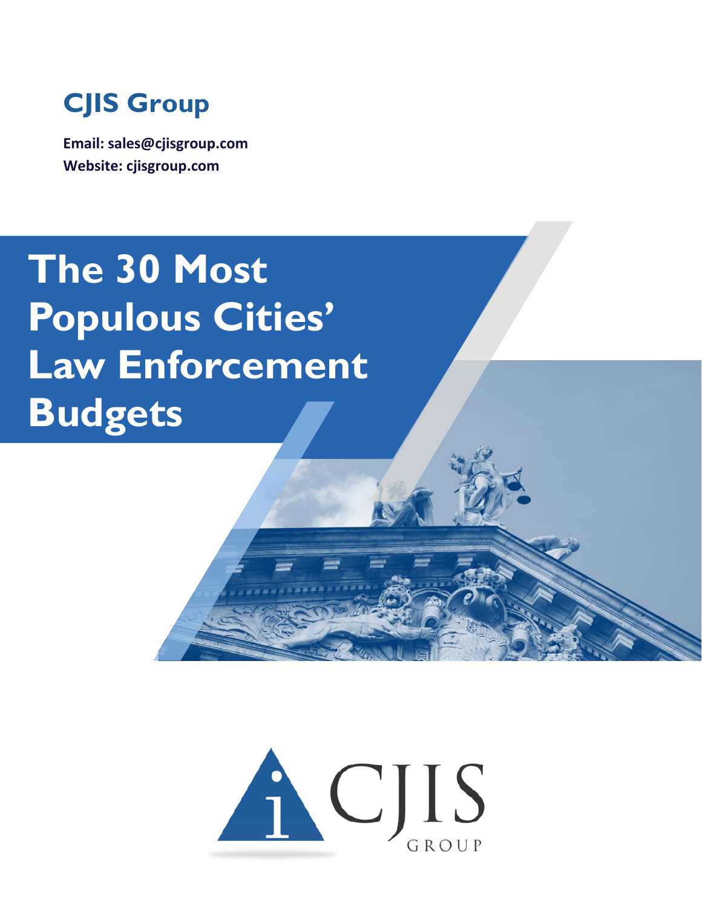**CJIS Group**

**Email: sales@cjisgroup.com**
**Website: cjisgroup.com**

# The 30 Most Populous Cities' Law Enforcement Budgets

CJIS GROUP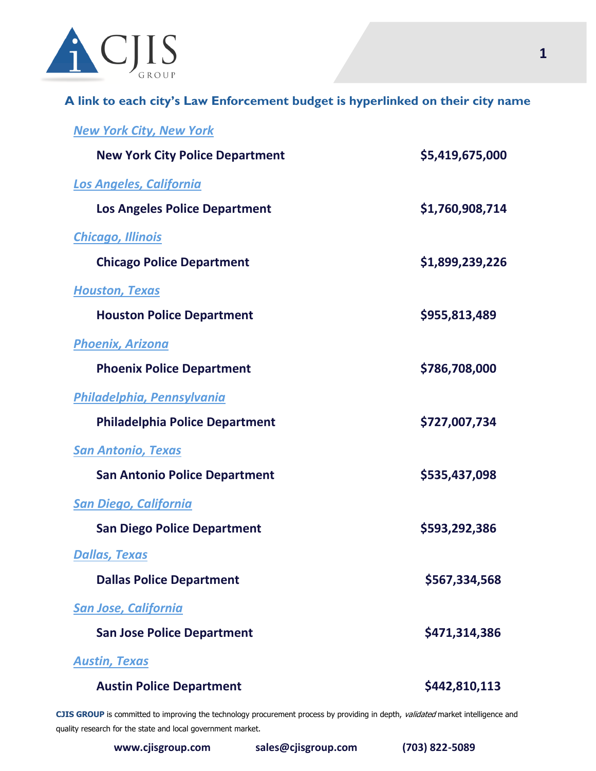**A link to each city's Law Enforcement budget is hyperlinked on their city name**

*New York City, New York*

| | |
|---|---|
| **New York City Police Department** | **$5,419,675,000** |

*Los Angeles, California*

| | |
|---|---|
| **Los Angeles Police Department** | **$1,760,908,714** |

*Chicago, Illinois*

| | |
|---|---|
| **Chicago Police Department** | **$1,899,239,226** |

*Houston, Texas*

| | |
|---|---|
| **Houston Police Department** | **$955,813,489** |

*Phoenix, Arizona*

| | |
|---|---|
| **Phoenix Police Department** | **$786,708,000** |

*Philadelphia, Pennsylvania*

| | |
|---|---|
| **Philadelphia Police Department** | **$727,007,734** |

*San Antonio, Texas*

| | |
|---|---|
| **San Antonio Police Department** | **$535,437,098** |

*San Diego, California*

| | |
|---|---|
| **San Diego Police Department** | **$593,292,386** |

*Dallas, Texas*

| | |
|---|---|
| **Dallas Police Department** | **$567,334,568** |

*San Jose, California*

| | |
|---|---|
| **San Jose Police Department** | **$471,314,386** |

*Austin, Texas*

| | |
|---|---|
| **Austin Police Department** | **$442,810,113** |

**CJIS GROUP** is committed to improving the technology procurement process by providing in depth, *validated* market intelligence and quality research for the state and local government market.

**www.cjisgroup.com** **sales@cjisgroup.com** **(703) 822-5089**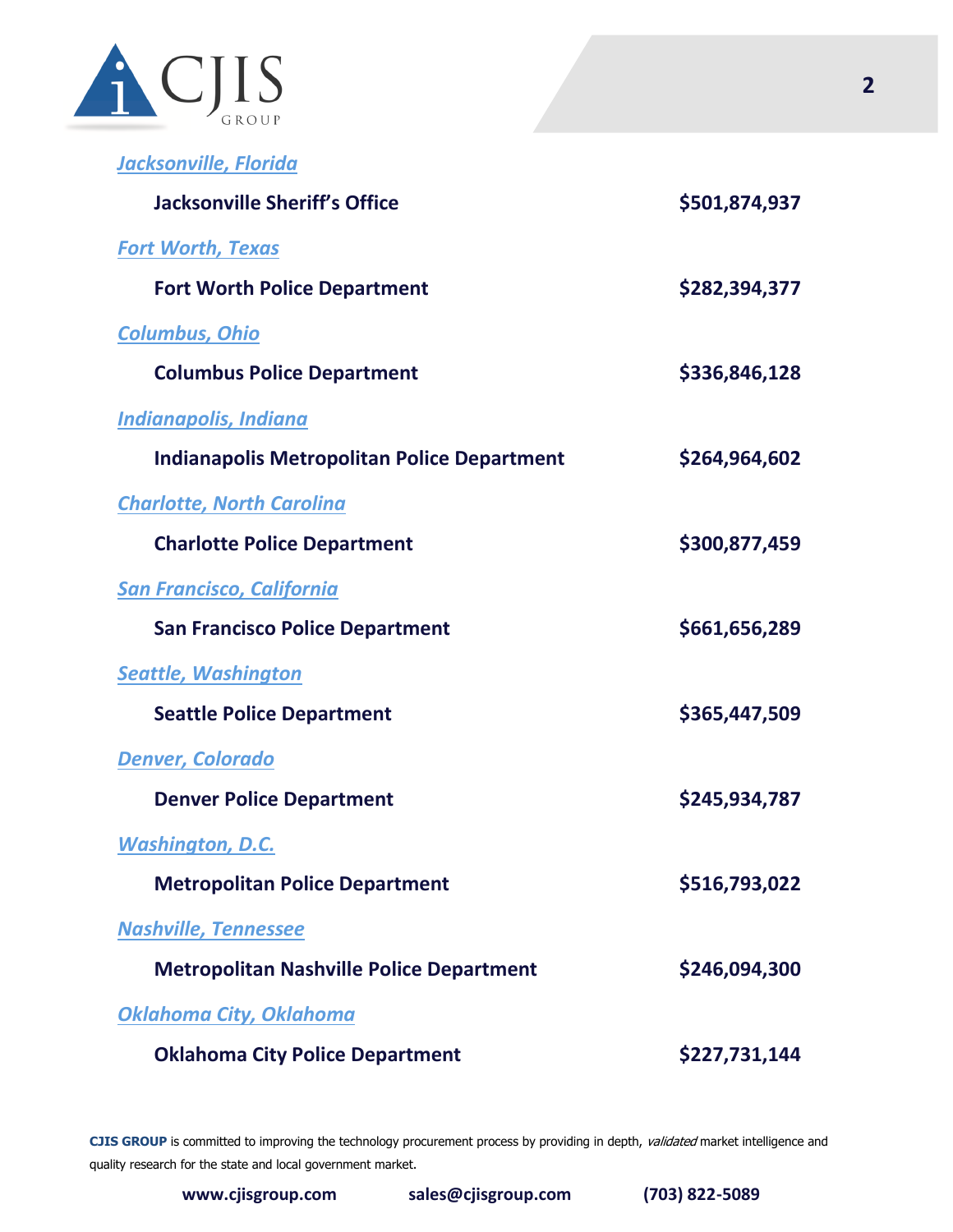[*Jacksonville, Florida*]()

**Jacksonville Sheriff's Office** **$501,874,937**

[*Fort Worth, Texas*]()

**Fort Worth Police Department** **$282,394,377**

[*Columbus, Ohio*]()

**Columbus Police Department** **$336,846,128**

[*Indianapolis, Indiana*]()

**Indianapolis Metropolitan Police Department** **$264,964,602**

[*Charlotte, North Carolina*]()

**Charlotte Police Department** **$300,877,459**

[*San Francisco, California*]()

**San Francisco Police Department** **$661,656,289**

[*Seattle, Washington*]()

**Seattle Police Department** **$365,447,509**

[*Denver, Colorado*]()

**Denver Police Department** **$245,934,787**

[*Washington, D.C.*]()

**Metropolitan Police Department** **$516,793,022**

[*Nashville, Tennessee*]()

**Metropolitan Nashville Police Department** **$246,094,300**

[*Oklahoma City, Oklahoma*]()

**Oklahoma City Police Department** **$227,731,144**

**CJIS GROUP** is committed to improving the technology procurement process by providing in depth, *validated* market intelligence and quality research for the state and local government market.

**www.cjisgroup.com** **sales@cjisgroup.com** **(703) 822-5089**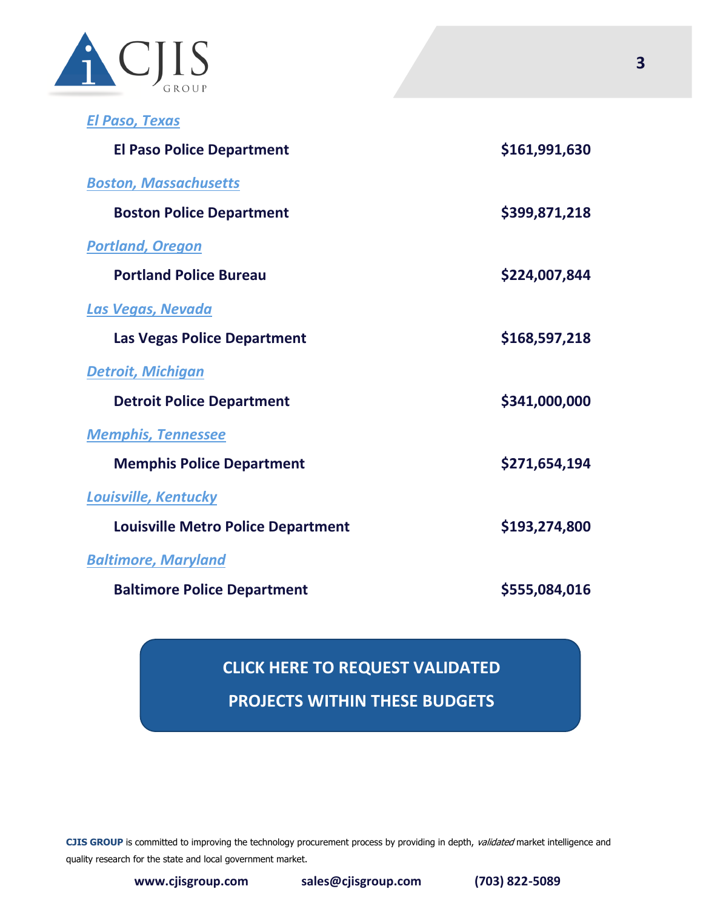[El Paso, Texas]

| | |
|---|---|
| **El Paso Police Department** | **$161,991,630** |

[Boston, Massachusetts]

| | |
|---|---|
| **Boston Police Department** | **$399,871,218** |

[Portland, Oregon]

| | |
|---|---|
| **Portland Police Bureau** | **$224,007,844** |

[Las Vegas, Nevada]

| | |
|---|---|
| **Las Vegas Police Department** | **$168,597,218** |

[Detroit, Michigan]

| | |
|---|---|
| **Detroit Police Department** | **$341,000,000** |

[Memphis, Tennessee]

| | |
|---|---|
| **Memphis Police Department** | **$271,654,194** |

[Louisville, Kentucky]

| | |
|---|---|
| **Louisville Metro Police Department** | **$193,274,800** |

[Baltimore, Maryland]

| | |
|---|---|
| **Baltimore Police Department** | **$555,084,016** |

**CLICK HERE TO REQUEST VALIDATED PROJECTS WITHIN THESE BUDGETS**

**CJIS GROUP** is committed to improving the technology procurement process by providing in depth, *validated* market intelligence and quality research for the state and local government market.

**www.cjisgroup.com** **sales@cjisgroup.com** **(703) 822-5089**